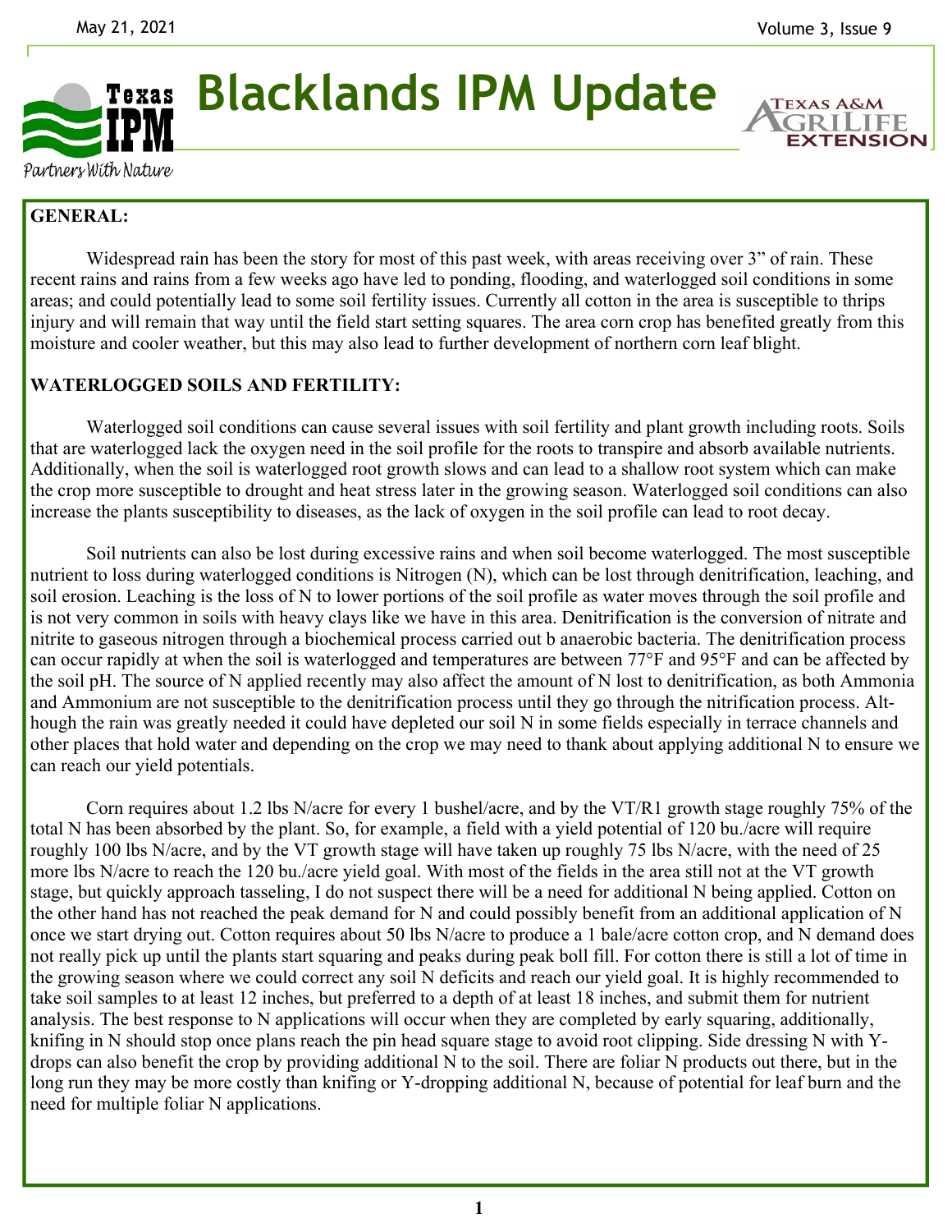# Blacklands IPM Update

**GENERAL:**

Widespread rain has been the story for most of this past week, with areas receiving over 3" of rain. These recent rains and rains from a few weeks ago have led to ponding, flooding, and waterlogged soil conditions in some areas; and could potentially lead to some soil fertility issues. Currently all cotton in the area is susceptible to thrips injury and will remain that way until the field start setting squares. The area corn crop has benefited greatly from this moisture and cooler weather, but this may also lead to further development of northern corn leaf blight.

**WATERLOGGED SOILS AND FERTILITY:**

Waterlogged soil conditions can cause several issues with soil fertility and plant growth including roots. Soils that are waterlogged lack the oxygen need in the soil profile for the roots to transpire and absorb available nutrients. Additionally, when the soil is waterlogged root growth slows and can lead to a shallow root system which can make the crop more susceptible to drought and heat stress later in the growing season. Waterlogged soil conditions can also increase the plants susceptibility to diseases, as the lack of oxygen in the soil profile can lead to root decay.

Soil nutrients can also be lost during excessive rains and when soil become waterlogged. The most susceptible nutrient to loss during waterlogged conditions is Nitrogen (N), which can be lost through denitrification, leaching, and soil erosion. Leaching is the loss of N to lower portions of the soil profile as water moves through the soil profile and is not very common in soils with heavy clays like we have in this area. Denitrification is the conversion of nitrate and nitrite to gaseous nitrogen through a biochemical process carried out b anaerobic bacteria. The denitrification process can occur rapidly at when the soil is waterlogged and temperatures are between 77°F and 95°F and can be affected by the soil pH. The source of N applied recently may also affect the amount of N lost to denitrification, as both Ammonia and Ammonium are not susceptible to the denitrification process until they go through the nitrification process. Although the rain was greatly needed it could have depleted our soil N in some fields especially in terrace channels and other places that hold water and depending on the crop we may need to thank about applying additional N to ensure we can reach our yield potentials.

Corn requires about 1.2 lbs N/acre for every 1 bushel/acre, and by the VT/R1 growth stage roughly 75% of the total N has been absorbed by the plant. So, for example, a field with a yield potential of 120 bu./acre will require roughly 100 lbs N/acre, and by the VT growth stage will have taken up roughly 75 lbs N/acre, with the need of 25 more lbs N/acre to reach the 120 bu./acre yield goal. With most of the fields in the area still not at the VT growth stage, but quickly approach tasseling, I do not suspect there will be a need for additional N being applied. Cotton on the other hand has not reached the peak demand for N and could possibly benefit from an additional application of N once we start drying out. Cotton requires about 50 lbs N/acre to produce a 1 bale/acre cotton crop, and N demand does not really pick up until the plants start squaring and peaks during peak boll fill. For cotton there is still a lot of time in the growing season where we could correct any soil N deficits and reach our yield goal. It is highly recommended to take soil samples to at least 12 inches, but preferred to a depth of at least 18 inches, and submit them for nutrient analysis. The best response to N applications will occur when they are completed by early squaring, additionally, knifing in N should stop once plans reach the pin head square stage to avoid root clipping. Side dressing N with Y-drops can also benefit the crop by providing additional N to the soil. There are foliar N products out there, but in the long run they may be more costly than knifing or Y-dropping additional N, because of potential for leaf burn and the need for multiple foliar N applications.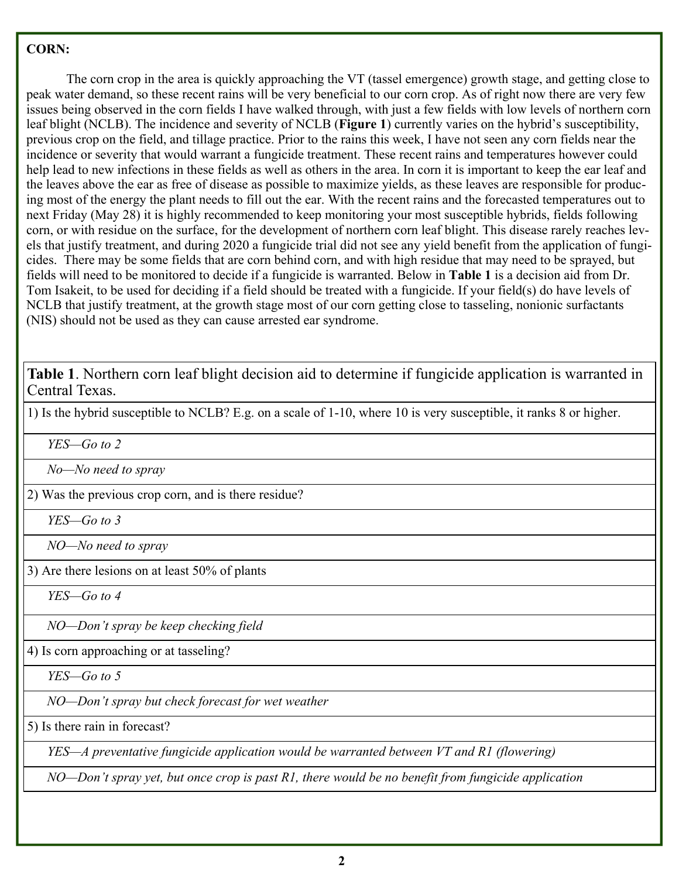**CORN:**

The corn crop in the area is quickly approaching the VT (tassel emergence) growth stage, and getting close to peak water demand, so these recent rains will be very beneficial to our corn crop. As of right now there are very few issues being observed in the corn fields I have walked through, with just a few fields with low levels of northern corn leaf blight (NCLB). The incidence and severity of NCLB (**Figure 1**) currently varies on the hybrid's susceptibility, previous crop on the field, and tillage practice. Prior to the rains this week, I have not seen any corn fields near the incidence or severity that would warrant a fungicide treatment. These recent rains and temperatures however could help lead to new infections in these fields as well as others in the area. In corn it is important to keep the ear leaf and the leaves above the ear as free of disease as possible to maximize yields, as these leaves are responsible for producing most of the energy the plant needs to fill out the ear. With the recent rains and the forecasted temperatures out to next Friday (May 28) it is highly recommended to keep monitoring your most susceptible hybrids, fields following corn, or with residue on the surface, for the development of northern corn leaf blight. This disease rarely reaches levels that justify treatment, and during 2020 a fungicide trial did not see any yield benefit from the application of fungicides. There may be some fields that are corn behind corn, and with high residue that may need to be sprayed, but fields will need to be monitored to decide if a fungicide is warranted. Below in **Table 1** is a decision aid from Dr. Tom Isakeit, to be used for deciding if a field should be treated with a fungicide. If your field(s) do have levels of NCLB that justify treatment, at the growth stage most of our corn getting close to tasseling, nonionic surfactants (NIS) should not be used as they can cause arrested ear syndrome.

| **Table 1**. Northern corn leaf blight decision aid to determine if fungicide application is warranted in Central Texas. |
|---|
| 1) Is the hybrid susceptible to NCLB? E.g. on a scale of 1-10, where 10 is very susceptible, it ranks 8 or higher. |
| *YES—Go to 2* |
| *No—No need to spray* |
| 2) Was the previous crop corn, and is there residue? |
| *YES—Go to 3* |
| *NO—No need to spray* |
| 3) Are there lesions on at least 50% of plants |
| *YES—Go to 4* |
| *NO—Don't spray be keep checking field* |
| 4) Is corn approaching or at tasseling? |
| *YES—Go to 5* |
| *NO—Don't spray but check forecast for wet weather* |
| 5) Is there rain in forecast? |
| *YES—A preventative fungicide application would be warranted between VT and R1 (flowering)* |
| *NO—Don't spray yet, but once crop is past R1, there would be no benefit from fungicide application* |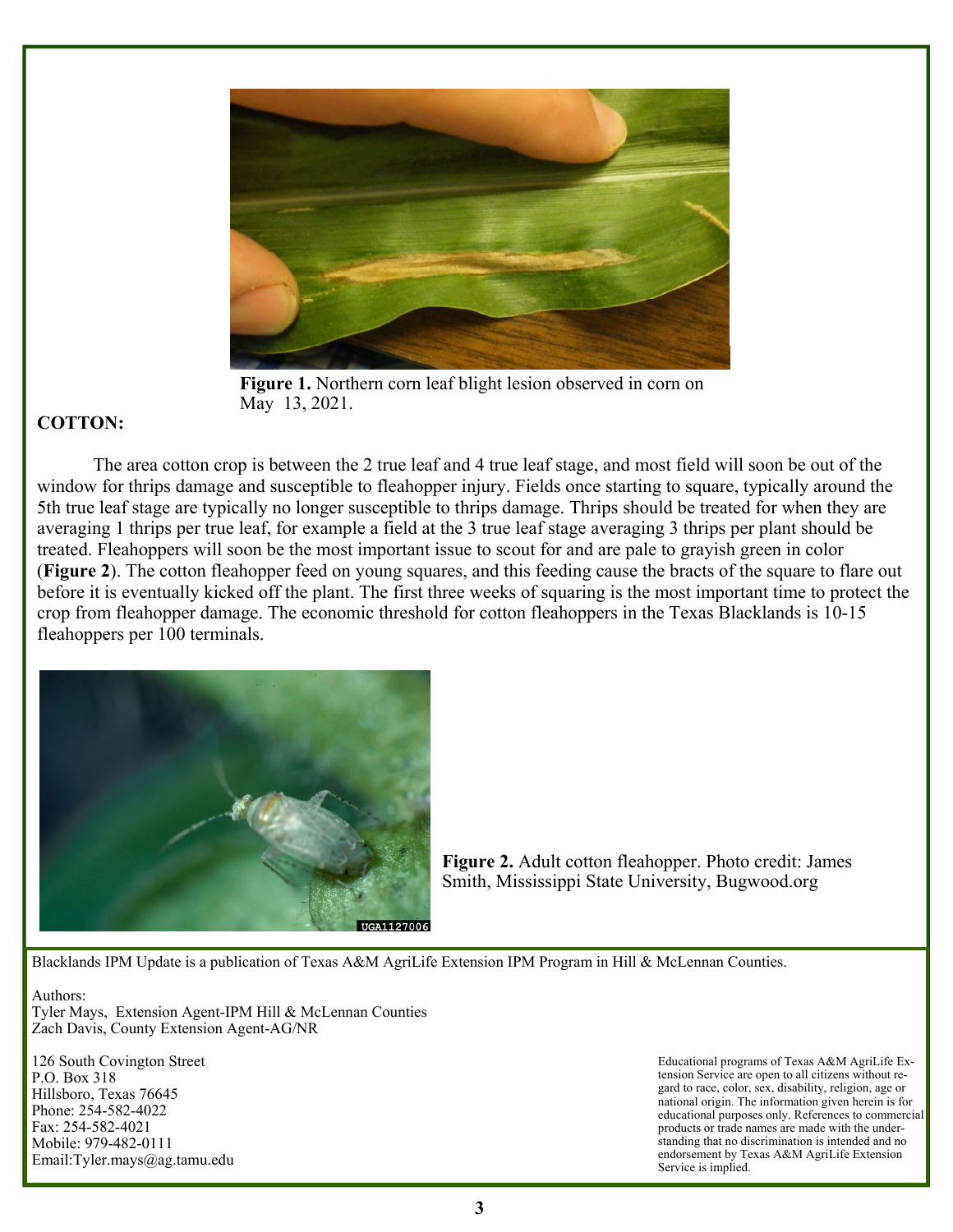**Figure 1.** Northern corn leaf blight lesion observed in corn on May 13, 2021.

**COTTON:**

The area cotton crop is between the 2 true leaf and 4 true leaf stage, and most field will soon be out of the window for thrips damage and susceptible to fleahopper injury. Fields once starting to square, typically around the 5th true leaf stage are typically no longer susceptible to thrips damage. Thrips should be treated for when they are averaging 1 thrips per true leaf, for example a field at the 3 true leaf stage averaging 3 thrips per plant should be treated. Fleahoppers will soon be the most important issue to scout for and are pale to grayish green in color (**Figure 2**). The cotton fleahopper feed on young squares, and this feeding cause the bracts of the square to flare out before it is eventually kicked off the plant. The first three weeks of squaring is the most important time to protect the crop from fleahopper damage. The economic threshold for cotton fleahoppers in the Texas Blacklands is 10-15 fleahoppers per 100 terminals.

**Figure 2.** Adult cotton fleahopper. Photo credit: James Smith, Mississippi State University, Bugwood.org

Blacklands IPM Update is a publication of Texas A&M AgriLife Extension IPM Program in Hill & McLennan Counties.

Authors:
Tyler Mays, Extension Agent-IPM Hill & McLennan Counties
Zach Davis, County Extension Agent-AG/NR

126 South Covington Street
P.O. Box 318
Hillsboro, Texas 76645
Phone: 254-582-4022
Fax: 254-582-4021
Mobile: 979-482-0111
Email:Tyler.mays@ag.tamu.edu

Educational programs of Texas A&M AgriLife Extension Service are open to all citizens without regard to race, color, sex, disability, religion, age or national origin. The information given herein is for educational purposes only. References to commercial products or trade names are made with the understanding that no discrimination is intended and no endorsement by Texas A&M AgriLife Extension Service is implied.